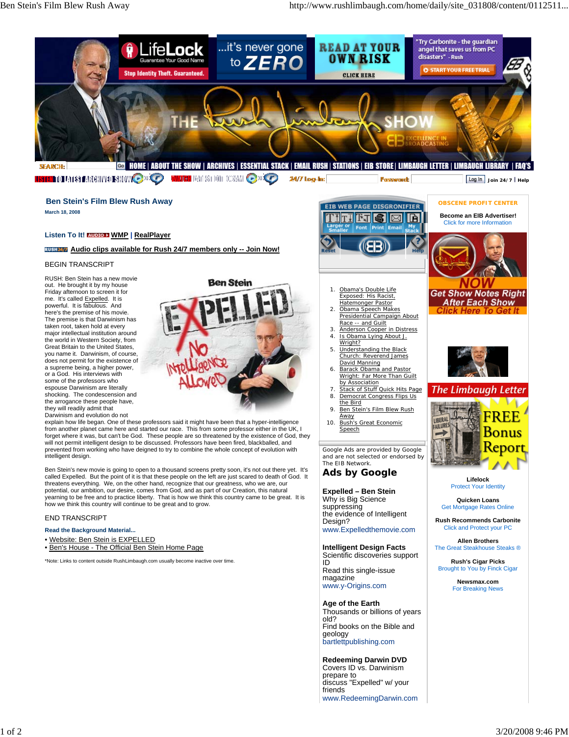# Ben Stein's Film Blew Rush Away

March 18, 2008

**Listen To It!** AUDIO WMP | RealPlayer

RUSH 24/7 **Audio clips available for Rush 24/7 members only -- Join Now!**

BEGIN TRANSCRIPT

RUSH: Ben Stein has a new movie out. He brought it by my house Friday afternoon to screen it for me. It's called Expelled. It is powerful. It is fabulous. And here's the premise of his movie. The premise is that Darwinism has taken root, taken hold at every major intellectual institution around the world in Western Society, from Great Britain to the United States, you name it. Darwinism, of course, does not permit for the existence of a supreme being, a higher power, or a God. His interviews with some of the professors who espouse Darwinism are literally shocking. The condescension and the arrogance these people have, they will readily admit that Darwinism and evolution do not explain how life began. One of these professors said it might have been that a hyper-intelligence from another planet came here and started our race. This from some professor either in the UK, I forget where it was, but can't be God. These people are so threatened by the existence of God, they will not permit intelligent design to be discussed. Professors have been fired, blackballed, and prevented from working who have deigned to try to combine the whole concept of evolution with intelligent design.

Ben Stein's new movie is going to open to a thousand screens pretty soon, it's not out there yet. It's called Expelled. But the point of it is that these people on the left are just scared to death of God. It threatens everything. We, on the other hand, recognize that our greatness, who we are, our potential, our ambition, our desire, comes from God, and as part of our Creation, this natural yearning to be free and to practice liberty. That is how we think this country came to be great. It is how we think this country will continue to be great and to grow.

END TRANSCRIPT

**Read the Background Material...**

- Website: Ben Stein is EXPELLED
- Ben's House - The Official Ben Stein Home Page

*Note: Links to content outside RushLimbaugh.com usually become inactive over time.

1. Obama's Double Life Exposed: His Racist, Hatemonger Pastor
2. Obama Speech Makes Presidential Campaign About Race -- and Guilt
3. Anderson Cooper in Distress
4. Is Obama Lying About J. Wright?
5. Understanding the Black Church: Reverend James David Manning
6. Barack Obama and Pastor Wright: Far More Than Guilt by Association
7. Stack of Stuff Quick Hits Page
8. Democrat Congress Flips Us the Bird
9. Ben Stein's Film Blew Rush Away
10. Bush's Great Economic Speech

Google Ads are provided by Google and are not selected or endorsed by The EIB Network.

**Ads by Google**

**Expelled – Ben Stein**
Why is Big Science suppressing the evidence of Intelligent Design?
www.Expelledthemovie.com

**Intelligent Design Facts**
Scientific discoveries support ID
Read this single-issue magazine
www.y-Origins.com

**Age of the Earth**
Thousands or billions of years old?
Find books on the Bible and geology
bartlettpublishing.com

**Redeeming Darwin DVD**
Covers ID vs. Darwinism prepare to discuss "Expelled" w/ your friends
www.RedeemingDarwin.com

**OBSCENE PROFIT CENTER**

**Become an EIB Advertiser!**
Click for more Information

**Lifelock**
Protect Your Identity

**Quicken Loans**
Get Mortgage Rates Online

**Rush Recommends Carbonite**
Click and Protect your PC

**Allen Brothers**
The Great Steakhouse Steaks ®

**Rush's Cigar Picks**
Brought to You by Finck Cigar

**Newsmax.com**
For Breaking News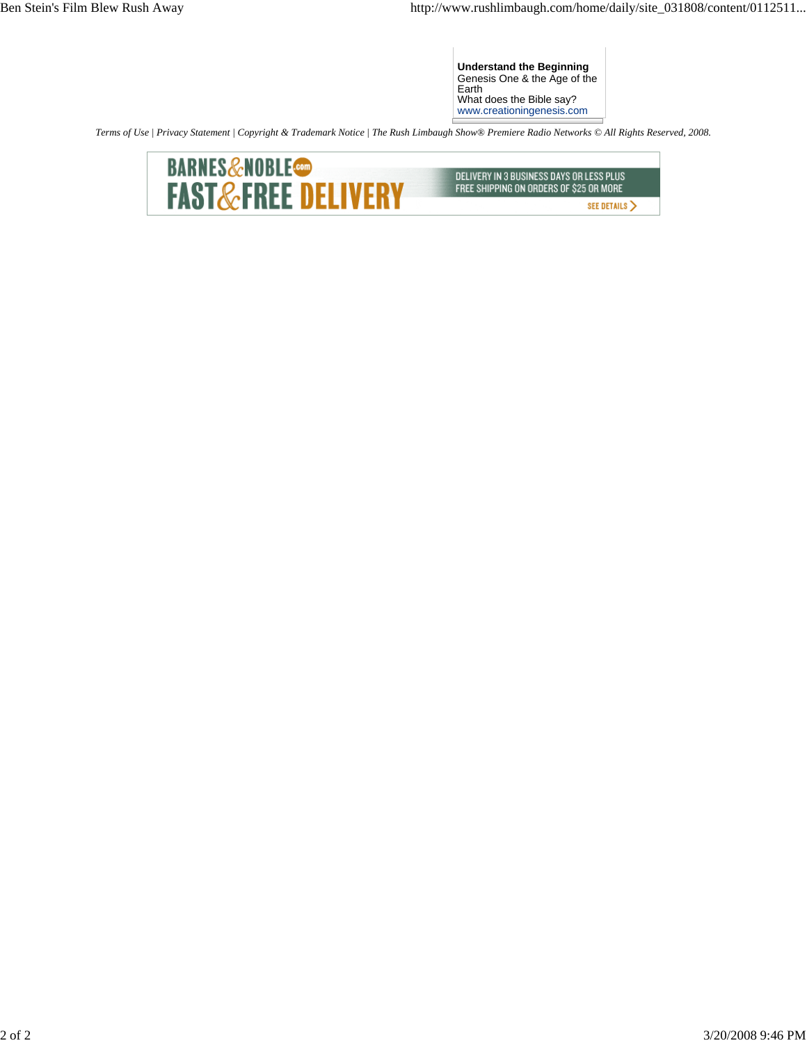**Understand the Beginning**
Genesis One & the Age of the Earth
What does the Bible say?
www.creationingenesis.com

*Terms of Use | Privacy Statement | Copyright & Trademark Notice | The Rush Limbaugh Show® Premiere Radio Networks © All Rights Reserved, 2008.*

BARNES&NOBLE.com
FAST&FREE DELIVERY
DELIVERY IN 3 BUSINESS DAYS OR LESS PLUS FREE SHIPPING ON ORDERS OF $25 OR MORE
SEE DETAILS